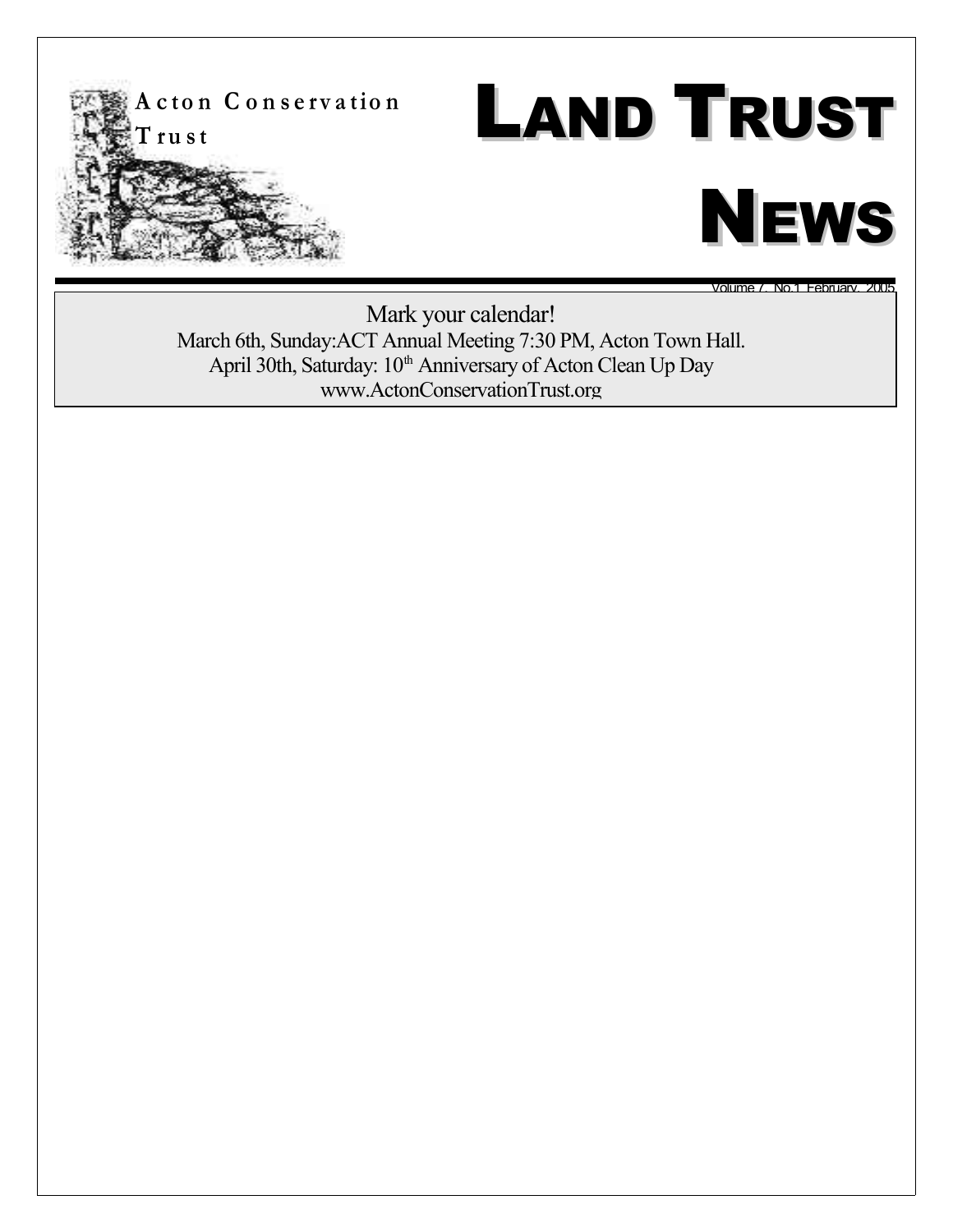Acton Conservation Trust

# LAND TRUST NEWS

Volume 7, No.1 February, 2005

Mark your calendar!
March 6th, Sunday:ACT Annual Meeting 7:30 PM, Acton Town Hall.
April 30th, Saturday: 10th Anniversary of Acton Clean Up Day
www.ActonConservationTrust.org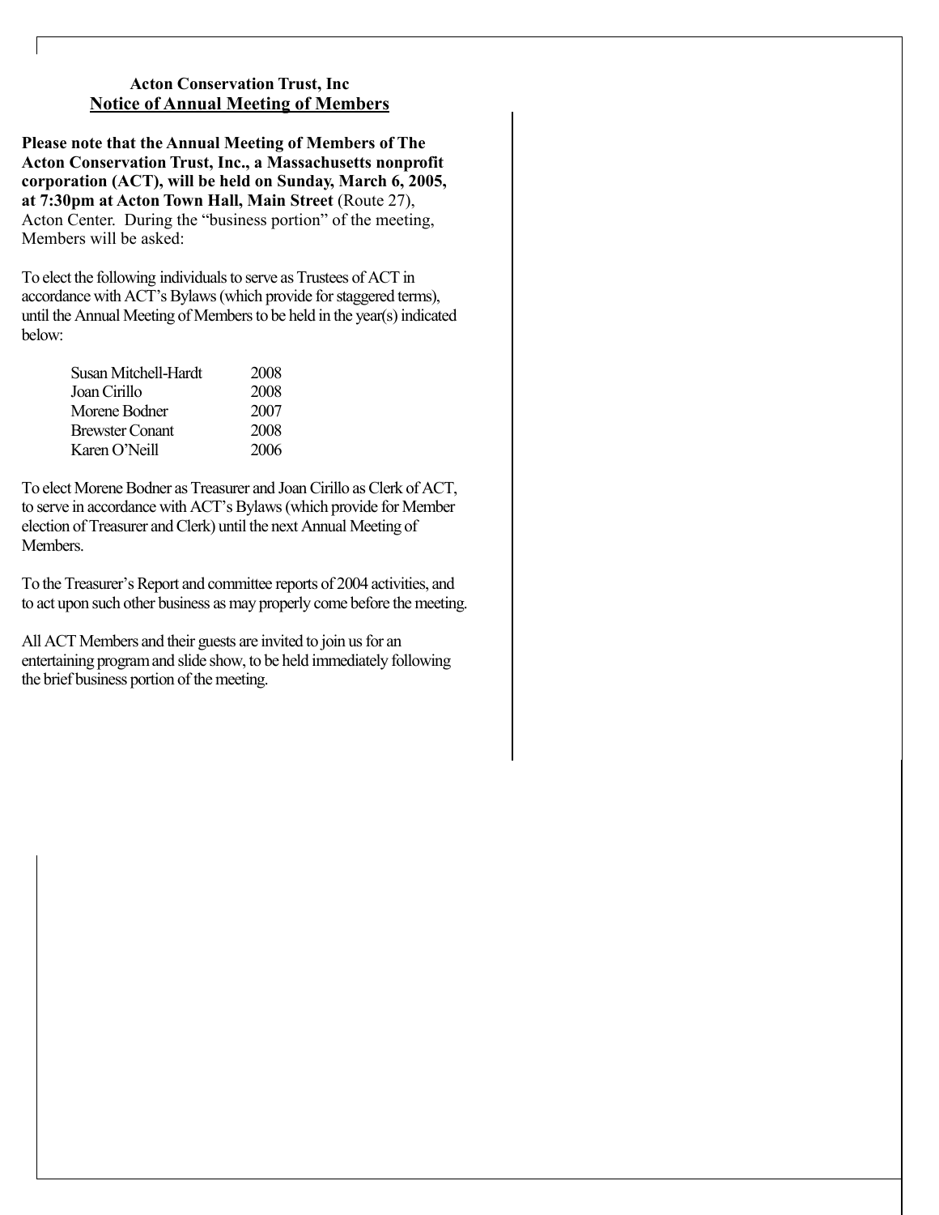**Acton Conservation Trust, Inc**

## Notice of Annual Meeting of Members

**Please note that the Annual Meeting of Members of The Acton Conservation Trust, Inc., a Massachusetts nonprofit corporation (ACT), will be held on Sunday, March 6, 2005, at 7:30pm at Acton Town Hall, Main Street** (Route 27), Acton Center. During the "business portion" of the meeting, Members will be asked:

To elect the following individuals to serve as Trustees of ACT in accordance with ACT's Bylaws (which provide for staggered terms), until the Annual Meeting of Members to be held in the year(s) indicated below:

| Name | Year |
| --- | --- |
| Susan Mitchell-Hardt | 2008 |
| Joan Cirillo | 2008 |
| Morene Bodner | 2007 |
| Brewster Conant | 2008 |
| Karen O'Neill | 2006 |

To elect Morene Bodner as Treasurer and Joan Cirillo as Clerk of ACT, to serve in accordance with ACT's Bylaws (which provide for Member election of Treasurer and Clerk) until the next Annual Meeting of Members.

To the Treasurer's Report and committee reports of 2004 activities, and to act upon such other business as may properly come before the meeting.

All ACT Members and their guests are invited to join us for an entertaining program and slide show, to be held immediately following the brief business portion of the meeting.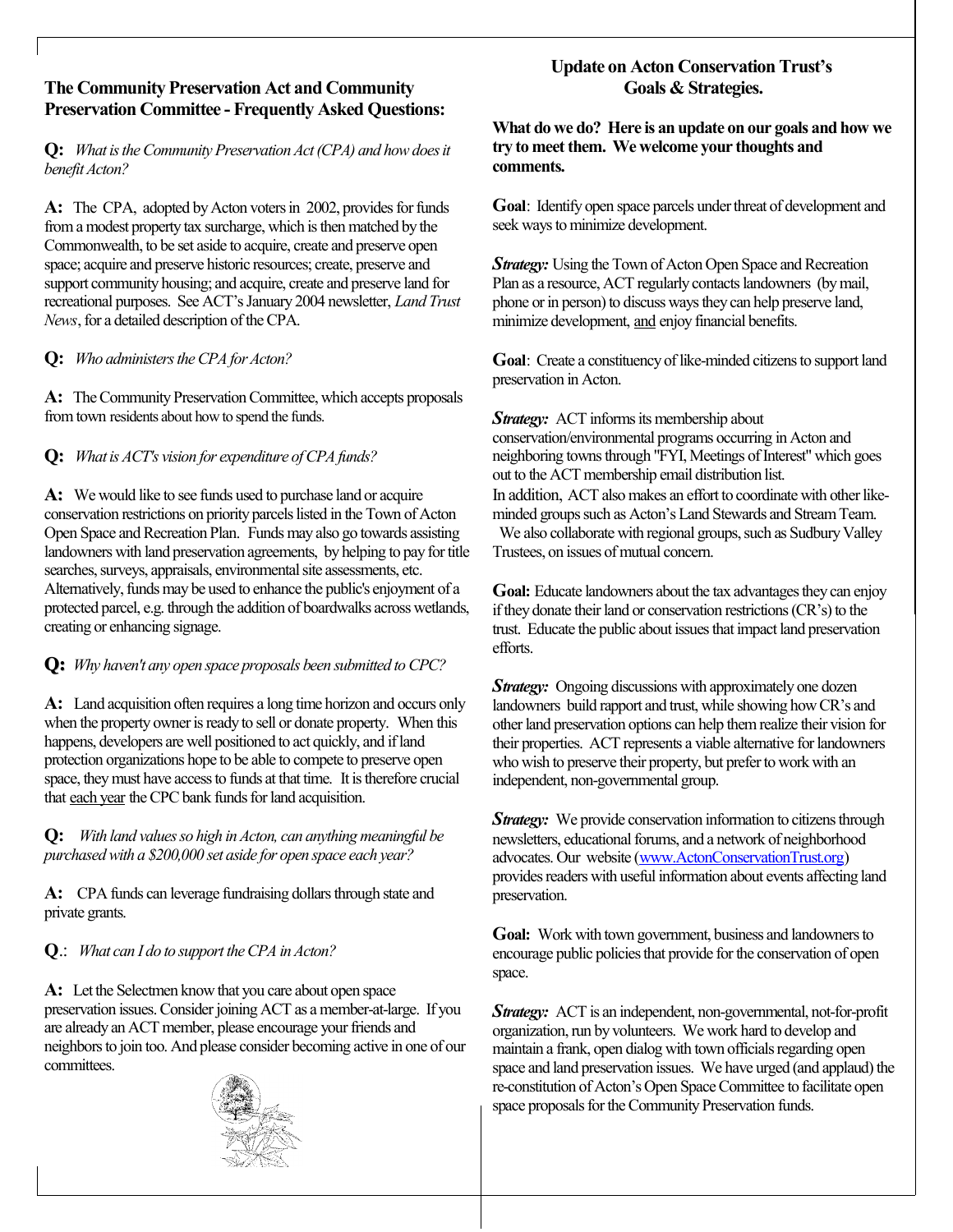## The Community Preservation Act and Community Preservation Committee - Frequently Asked Questions:

**Q:** *What is the Community Preservation Act (CPA) and how does it benefit Acton?*

**A:** The CPA, adopted by Acton voters in 2002, provides for funds from a modest property tax surcharge, which is then matched by the Commonwealth, to be set aside to acquire, create and preserve open space; acquire and preserve historic resources; create, preserve and support community housing; and acquire, create and preserve land for recreational purposes. See ACT's January 2004 newsletter, *Land Trust News*, for a detailed description of the CPA.

**Q:** *Who administers the CPA for Acton?*

**A:** The Community Preservation Committee, which accepts proposals from town residents about how to spend the funds.

**Q:** *What is ACT's vision for expenditure of CPA funds?*

**A:** We would like to see funds used to purchase land or acquire conservation restrictions on priority parcels listed in the Town of Acton Open Space and Recreation Plan. Funds may also go towards assisting landowners with land preservation agreements, by helping to pay for title searches, surveys, appraisals, environmental site assessments, etc. Alternatively, funds may be used to enhance the public's enjoyment of a protected parcel, e.g. through the addition of boardwalks across wetlands, creating or enhancing signage.

**Q:** *Why haven't any open space proposals been submitted to CPC?*

**A:** Land acquisition often requires a long time horizon and occurs only when the property owner is ready to sell or donate property. When this happens, developers are well positioned to act quickly, and if land protection organizations hope to be able to compete to preserve open space, they must have access to funds at that time. It is therefore crucial that each year the CPC bank funds for land acquisition.

**Q:** *With land values so high in Acton, can anything meaningful be purchased with a $200,000 set aside for open space each year?*

**A:** CPA funds can leverage fundraising dollars through state and private grants.

**Q**.: *What can I do to support the CPA in Acton?*

**A:** Let the Selectmen know that you care about open space preservation issues. Consider joining ACT as a member-at-large. If you are already an ACT member, please encourage your friends and neighbors to join too. And please consider becoming active in one of our committees.

## Update on Acton Conservation Trust's Goals & Strategies.

**What do we do? Here is an update on our goals and how we try to meet them. We welcome your thoughts and comments.**

**Goal**: Identify open space parcels under threat of development and seek ways to minimize development.

***Strategy:*** Using the Town of Acton Open Space and Recreation Plan as a resource, ACT regularly contacts landowners (by mail, phone or in person) to discuss ways they can help preserve land, minimize development, and enjoy financial benefits.

**Goal**: Create a constituency of like-minded citizens to support land preservation in Acton.

***Strategy:*** ACT informs its membership about conservation/environmental programs occurring in Acton and neighboring towns through "FYI, Meetings of Interest" which goes out to the ACT membership email distribution list.
In addition, ACT also makes an effort to coordinate with other like-minded groups such as Acton's Land Stewards and Stream Team. We also collaborate with regional groups, such as Sudbury Valley Trustees, on issues of mutual concern.

**Goal:** Educate landowners about the tax advantages they can enjoy if they donate their land or conservation restrictions (CR's) to the trust. Educate the public about issues that impact land preservation efforts.

***Strategy:*** Ongoing discussions with approximately one dozen landowners build rapport and trust, while showing how CR's and other land preservation options can help them realize their vision for their properties. ACT represents a viable alternative for landowners who wish to preserve their property, but prefer to work with an independent, non-governmental group.

***Strategy:*** We provide conservation information to citizens through newsletters, educational forums, and a network of neighborhood advocates. Our website (www.ActonConservationTrust.org) provides readers with useful information about events affecting land preservation.

**Goal:** Work with town government, business and landowners to encourage public policies that provide for the conservation of open space.

***Strategy:*** ACT is an independent, non-governmental, not-for-profit organization, run by volunteers. We work hard to develop and maintain a frank, open dialog with town officials regarding open space and land preservation issues. We have urged (and applaud) the re-constitution of Acton's Open Space Committee to facilitate open space proposals for the Community Preservation funds.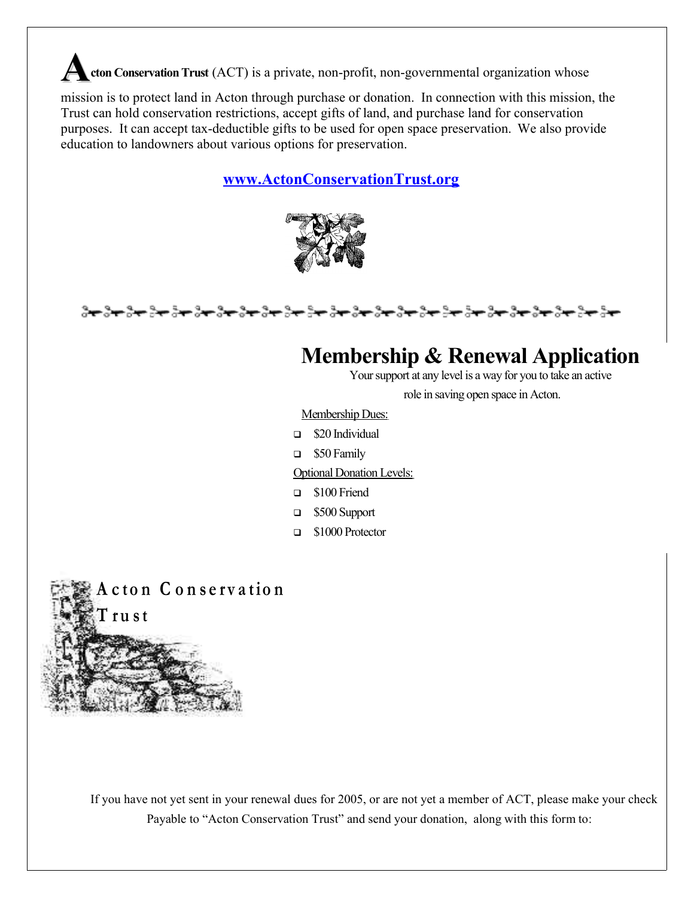**Acton Conservation Trust** (ACT) is a private, non-profit, non-governmental organization whose mission is to protect land in Acton through purchase or donation. In connection with this mission, the Trust can hold conservation restrictions, accept gifts of land, and purchase land for conservation purposes. It can accept tax-deductible gifts to be used for open space preservation. We also provide education to landowners about various options for preservation.

**www.ActonConservationTrust.org**

# Membership & Renewal Application

Your support at any level is a way for you to take an active role in saving open space in Acton.

Membership Dues:

- ❑ $20 Individual
- ❑ $50 Family

Optional Donation Levels:

- ❑ $100 Friend
- ❑ $500 Support
- ❑ $1000 Protector

**Acton Conservation Trust**

If you have not yet sent in your renewal dues for 2005, or are not yet a member of ACT, please make your check Payable to "Acton Conservation Trust" and send your donation, along with this form to: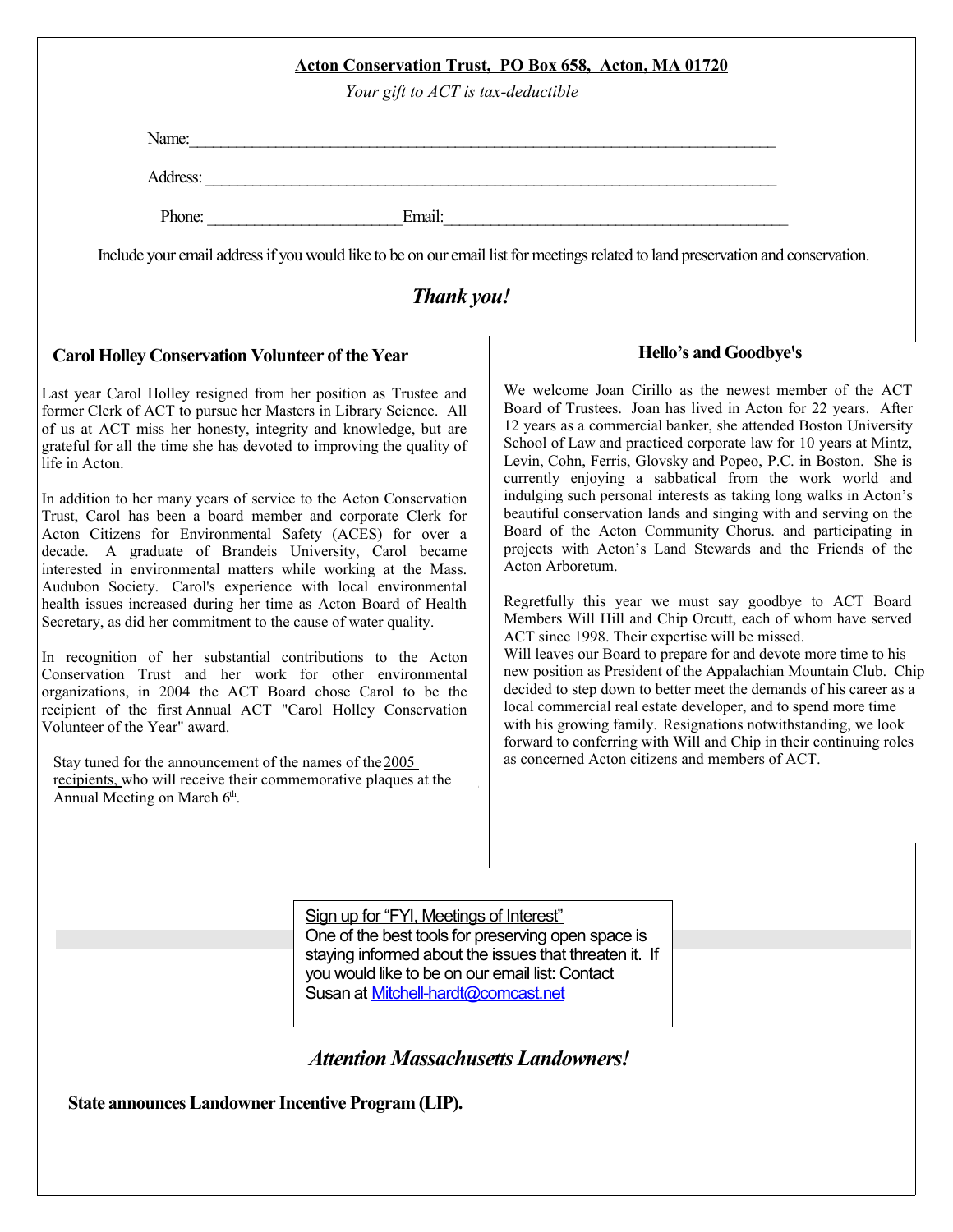**Acton Conservation Trust, PO Box 658, Acton, MA 01720**

*Your gift to ACT is tax-deductible*

Name:\_\_\_\_\_\_\_\_\_\_\_\_\_\_\_\_\_\_\_\_\_\_\_\_\_\_\_\_\_\_\_\_\_\_\_\_\_\_\_\_\_\_\_\_\_\_\_\_\_\_\_\_\_\_\_\_\_\_\_\_\_\_\_\_

Address: \_\_\_\_\_\_\_\_\_\_\_\_\_\_\_\_\_\_\_\_\_\_\_\_\_\_\_\_\_\_\_\_\_\_\_\_\_\_\_\_\_\_\_\_\_\_\_\_\_\_\_\_\_\_\_\_\_\_\_\_\_\_

Phone: \_\_\_\_\_\_\_\_\_\_\_\_\_\_\_\_\_\_\_\_\_\_Email:\_\_\_\_\_\_\_\_\_\_\_\_\_\_\_\_\_\_\_\_\_\_\_\_\_\_\_\_\_\_\_\_\_\_\_\_\_\_\_\_

Include your email address if you would like to be on our email list for meetings related to land preservation and conservation.

***Thank you!***

### Carol Holley Conservation Volunteer of the Year

Last year Carol Holley resigned from her position as Trustee and former Clerk of ACT to pursue her Masters in Library Science. All of us at ACT miss her honesty, integrity and knowledge, but are grateful for all the time she has devoted to improving the quality of life in Acton.

In addition to her many years of service to the Acton Conservation Trust, Carol has been a board member and corporate Clerk for Acton Citizens for Environmental Safety (ACES) for over a decade. A graduate of Brandeis University, Carol became interested in environmental matters while working at the Mass. Audubon Society. Carol's experience with local environmental health issues increased during her time as Acton Board of Health Secretary, as did her commitment to the cause of water quality.

In recognition of her substantial contributions to the Acton Conservation Trust and her work for other environmental organizations, in 2004 the ACT Board chose Carol to be the recipient of the first Annual ACT "Carol Holley Conservation Volunteer of the Year" award.

Stay tuned for the announcement of the names of the 2005 recipients, who will receive their commemorative plaques at the Annual Meeting on March 6th.

### Hello's and Goodbye's

We welcome Joan Cirillo as the newest member of the ACT Board of Trustees. Joan has lived in Acton for 22 years. After 12 years as a commercial banker, she attended Boston University School of Law and practiced corporate law for 10 years at Mintz, Levin, Cohn, Ferris, Glovsky and Popeo, P.C. in Boston. She is currently enjoying a sabbatical from the work world and indulging such personal interests as taking long walks in Acton's beautiful conservation lands and singing with and serving on the Board of the Acton Community Chorus. and participating in projects with Acton's Land Stewards and the Friends of the Acton Arboretum.

Regretfully this year we must say goodbye to ACT Board Members Will Hill and Chip Orcutt, each of whom have served ACT since 1998. Their expertise will be missed.
Will leaves our Board to prepare for and devote more time to his new position as President of the Appalachian Mountain Club. Chip decided to step down to better meet the demands of his career as a local commercial real estate developer, and to spend more time with his growing family. Resignations notwithstanding, we look forward to conferring with Will and Chip in their continuing roles as concerned Acton citizens and members of ACT.

Sign up for "FYI, Meetings of Interest"
One of the best tools for preserving open space is staying informed about the issues that threaten it. If you would like to be on our email list: Contact Susan at Mitchell-hardt@comcast.net

## *Attention Massachusetts Landowners!*

**State announces Landowner Incentive Program (LIP).**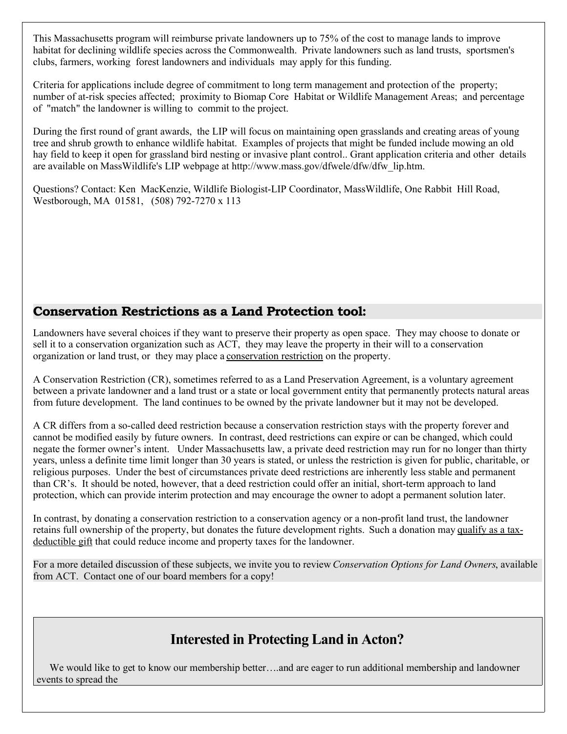This Massachusetts program will reimburse private landowners up to 75% of the cost to manage lands to improve habitat for declining wildlife species across the Commonwealth. Private landowners such as land trusts, sportsmen's clubs, farmers, working forest landowners and individuals may apply for this funding.

Criteria for applications include degree of commitment to long term management and protection of the property; number of at-risk species affected; proximity to Biomap Core Habitat or Wildlife Management Areas; and percentage of "match" the landowner is willing to commit to the project.

During the first round of grant awards, the LIP will focus on maintaining open grasslands and creating areas of young tree and shrub growth to enhance wildlife habitat. Examples of projects that might be funded include mowing an old hay field to keep it open for grassland bird nesting or invasive plant control.. Grant application criteria and other details are available on MassWildlife's LIP webpage at http://www.mass.gov/dfwele/dfw/dfw_lip.htm.

Questions? Contact: Ken MacKenzie, Wildlife Biologist-LIP Coordinator, MassWildlife, One Rabbit Hill Road, Westborough, MA 01581, (508) 792-7270 x 113

## Conservation Restrictions as a Land Protection tool:

Landowners have several choices if they want to preserve their property as open space. They may choose to donate or sell it to a conservation organization such as ACT, they may leave the property in their will to a conservation organization or land trust, or they may place a conservation restriction on the property.

A Conservation Restriction (CR), sometimes referred to as a Land Preservation Agreement, is a voluntary agreement between a private landowner and a land trust or a state or local government entity that permanently protects natural areas from future development. The land continues to be owned by the private landowner but it may not be developed.

A CR differs from a so-called deed restriction because a conservation restriction stays with the property forever and cannot be modified easily by future owners. In contrast, deed restrictions can expire or can be changed, which could negate the former owner's intent. Under Massachusetts law, a private deed restriction may run for no longer than thirty years, unless a definite time limit longer than 30 years is stated, or unless the restriction is given for public, charitable, or religious purposes. Under the best of circumstances private deed restrictions are inherently less stable and permanent than CR's. It should be noted, however, that a deed restriction could offer an initial, short-term approach to land protection, which can provide interim protection and may encourage the owner to adopt a permanent solution later.

In contrast, by donating a conservation restriction to a conservation agency or a non-profit land trust, the landowner retains full ownership of the property, but donates the future development rights. Such a donation may qualify as a tax-deductible gift that could reduce income and property taxes for the landowner.

For a more detailed discussion of these subjects, we invite you to review *Conservation Options for Land Owners*, available from ACT. Contact one of our board members for a copy!

## Interested in Protecting Land in Acton?

We would like to get to know our membership better….and are eager to run additional membership and landowner events to spread the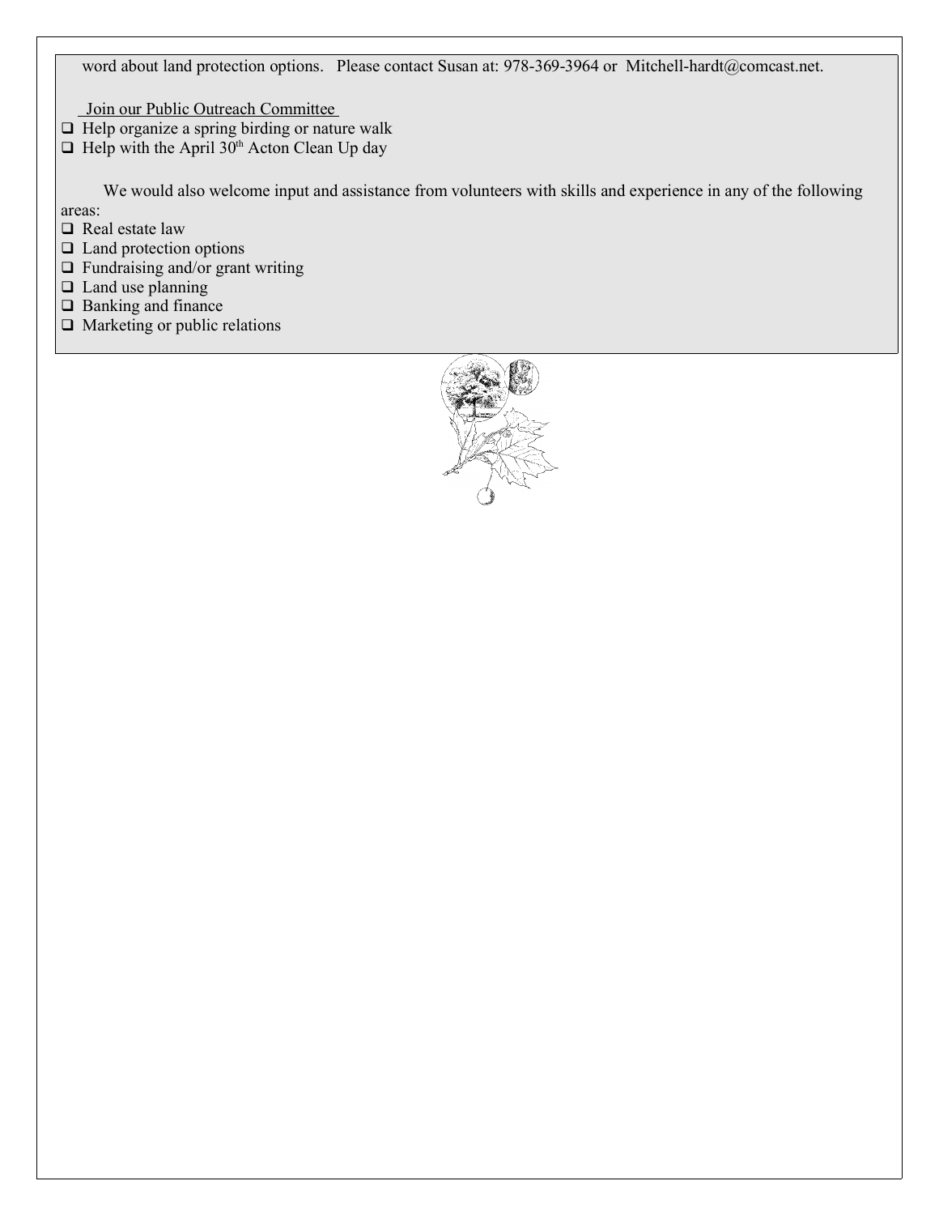word about land protection options. Please contact Susan at: 978-369-3964 or Mitchell-hardt@comcast.net.

Join our Public Outreach Committee

- ❑ Help organize a spring birding or nature walk
- ❑ Help with the April 30th Acton Clean Up day

We would also welcome input and assistance from volunteers with skills and experience in any of the following areas:

- ❑ Real estate law
- ❑ Land protection options
- ❑ Fundraising and/or grant writing
- ❑ Land use planning
- ❑ Banking and finance
- ❑ Marketing or public relations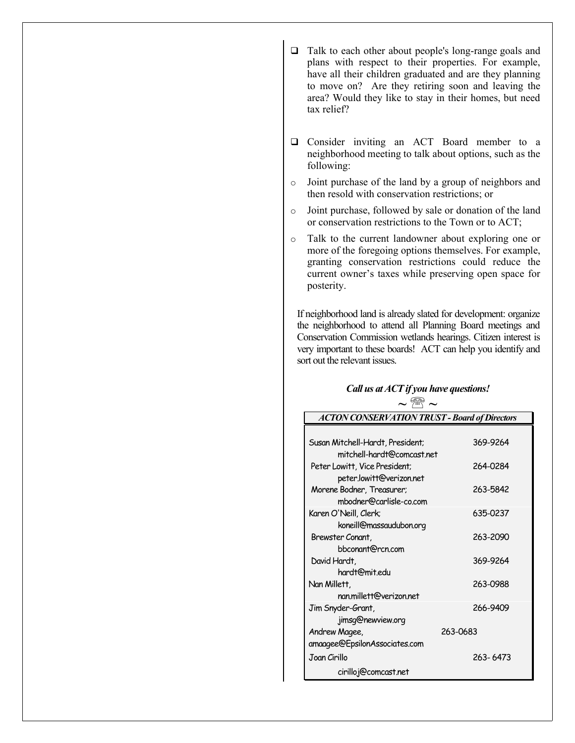- Talk to each other about people's long-range goals and plans with respect to their properties. For example, have all their children graduated and are they planning to move on? Are they retiring soon and leaving the area? Would they like to stay in their homes, but need tax relief?

- Consider inviting an ACT Board member to a neighborhood meeting to talk about options, such as the following:
  - Joint purchase of the land by a group of neighbors and then resold with conservation restrictions; or
  - Joint purchase, followed by sale or donation of the land or conservation restrictions to the Town or to ACT;
  - Talk to the current landowner about exploring one or more of the foregoing options themselves. For example, granting conservation restrictions could reduce the current owner's taxes while preserving open space for posterity.

If neighborhood land is already slated for development: organize the neighborhood to attend all Planning Board meetings and Conservation Commission wetlands hearings. Citizen interest is very important to these boards! ACT can help you identify and sort out the relevant issues.

***Call us at ACT if you have questions!***

~ ☎ ~

| ***ACTON CONSERVATION TRUST - Board of Directors*** | |
|---|---|
| Susan Mitchell-Hardt, President; mitchell-hardt@comcast.net | 369-9264 |
| Peter Lowitt, Vice President; peter.lowitt@verizon.net | 264-0284 |
| Morene Bodner, Treasurer; mbodner@carlisle-co.com | 263-5842 |
| Karen O'Neill, Clerk; koneill@massaudubon.org | 635-0237 |
| Brewster Conant, bbconant@rcn.com | 263-2090 |
| David Hardt, hardt@mit.edu | 369-9264 |
| Nan Millett, nan.millett@verizon.net | 263-0988 |
| Jim Snyder-Grant, jimsg@newview.org | 266-9409 |
| Andrew Magee, amaagee@EpsilonAssociates.com | 263-0683 |
| Joan Cirillo cirilloj@comcast.net | 263- 6473 |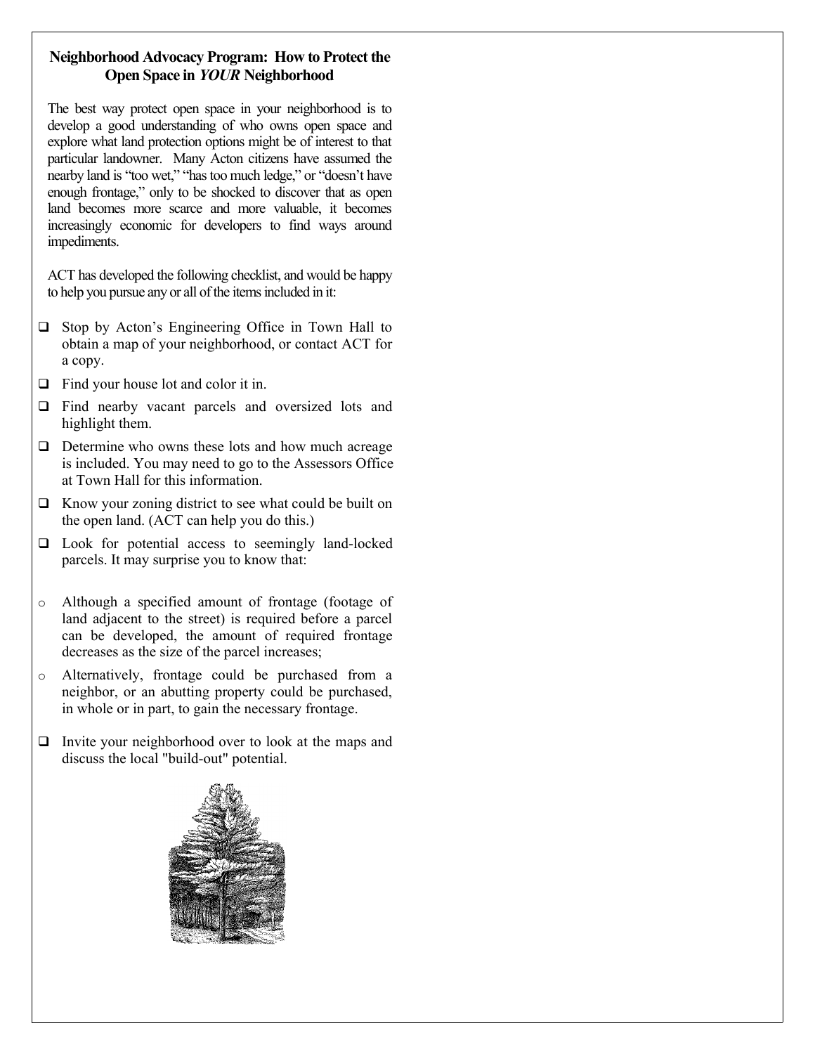## Neighborhood Advocacy Program: How to Protect the Open Space in *YOUR* Neighborhood

The best way protect open space in your neighborhood is to develop a good understanding of who owns open space and explore what land protection options might be of interest to that particular landowner. Many Acton citizens have assumed the nearby land is "too wet," "has too much ledge," or "doesn't have enough frontage," only to be shocked to discover that as open land becomes more scarce and more valuable, it becomes increasingly economic for developers to find ways around impediments.

ACT has developed the following checklist, and would be happy to help you pursue any or all of the items included in it:

- ❑ Stop by Acton's Engineering Office in Town Hall to obtain a map of your neighborhood, or contact ACT for a copy.
- ❑ Find your house lot and color it in.
- ❑ Find nearby vacant parcels and oversized lots and highlight them.
- ❑ Determine who owns these lots and how much acreage is included. You may need to go to the Assessors Office at Town Hall for this information.
- ❑ Know your zoning district to see what could be built on the open land. (ACT can help you do this.)
- ❑ Look for potential access to seemingly land-locked parcels. It may surprise you to know that:
  - Although a specified amount of frontage (footage of land adjacent to the street) is required before a parcel can be developed, the amount of required frontage decreases as the size of the parcel increases;
  - Alternatively, frontage could be purchased from a neighbor, or an abutting property could be purchased, in whole or in part, to gain the necessary frontage.
- ❑ Invite your neighborhood over to look at the maps and discuss the local "build-out" potential.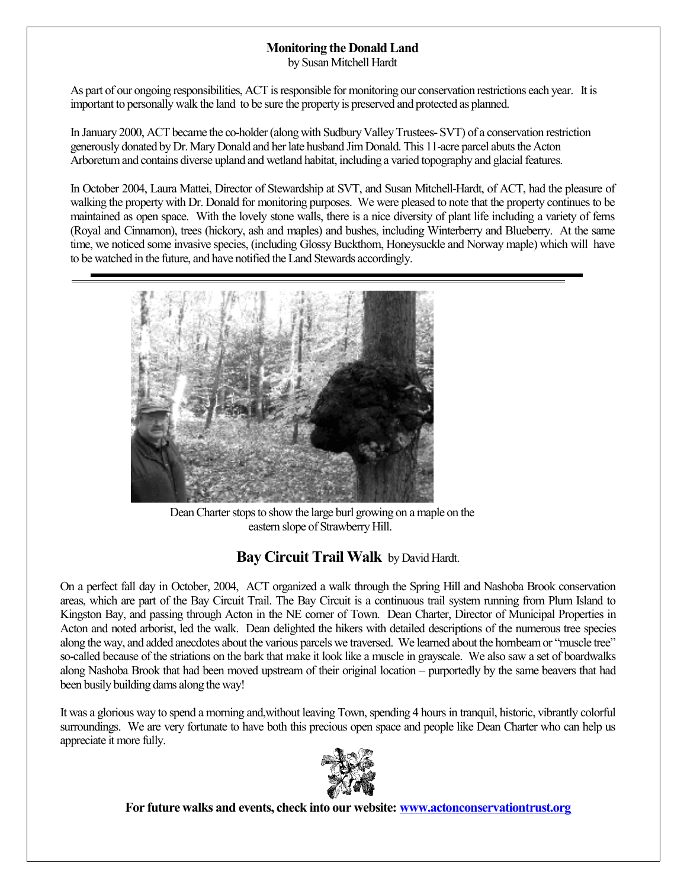## Monitoring the Donald Land

by Susan Mitchell Hardt

As part of our ongoing responsibilities, ACT is responsible for monitoring our conservation restrictions each year. It is important to personally walk the land to be sure the property is preserved and protected as planned.

In January 2000, ACT became the co-holder (along with Sudbury Valley Trustees- SVT) of a conservation restriction generously donated by Dr. Mary Donald and her late husband Jim Donald. This 11-acre parcel abuts the Acton Arboretum and contains diverse upland and wetland habitat, including a varied topography and glacial features.

In October 2004, Laura Mattei, Director of Stewardship at SVT, and Susan Mitchell-Hardt, of ACT, had the pleasure of walking the property with Dr. Donald for monitoring purposes. We were pleased to note that the property continues to be maintained as open space. With the lovely stone walls, there is a nice diversity of plant life including a variety of ferns (Royal and Cinnamon), trees (hickory, ash and maples) and bushes, including Winterberry and Blueberry. At the same time, we noticed some invasive species, (including Glossy Buckthorn, Honeysuckle and Norway maple) which will have to be watched in the future, and have notified the Land Stewards accordingly.

---

Dean Charter stops to show the large burl growing on a maple on the eastern slope of Strawberry Hill.

## Bay Circuit Trail Walk by David Hardt.

On a perfect fall day in October, 2004, ACT organized a walk through the Spring Hill and Nashoba Brook conservation areas, which are part of the Bay Circuit Trail. The Bay Circuit is a continuous trail system running from Plum Island to Kingston Bay, and passing through Acton in the NE corner of Town. Dean Charter, Director of Municipal Properties in Acton and noted arborist, led the walk. Dean delighted the hikers with detailed descriptions of the numerous tree species along the way, and added anecdotes about the various parcels we traversed. We learned about the hornbeam or "muscle tree" so-called because of the striations on the bark that make it look like a muscle in grayscale. We also saw a set of boardwalks along Nashoba Brook that had been moved upstream of their original location – purportedly by the same beavers that had been busily building dams along the way!

It was a glorious way to spend a morning and, without leaving Town, spending 4 hours in tranquil, historic, vibrantly colorful surroundings. We are very fortunate to have both this precious open space and people like Dean Charter who can help us appreciate it more fully.

**For future walks and events, check into our website: [www.actonconservationtrust.org](http://www.actonconservationtrust.org)**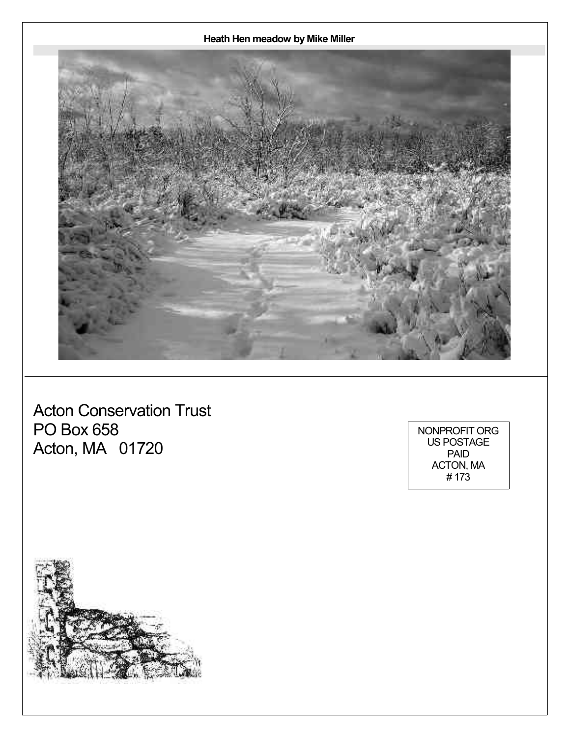**Heath Hen meadow by Mike Miller**

Acton Conservation Trust
PO Box 658
Acton, MA 01720

NONPROFIT ORG
US POSTAGE
PAID
ACTON, MA
# 173